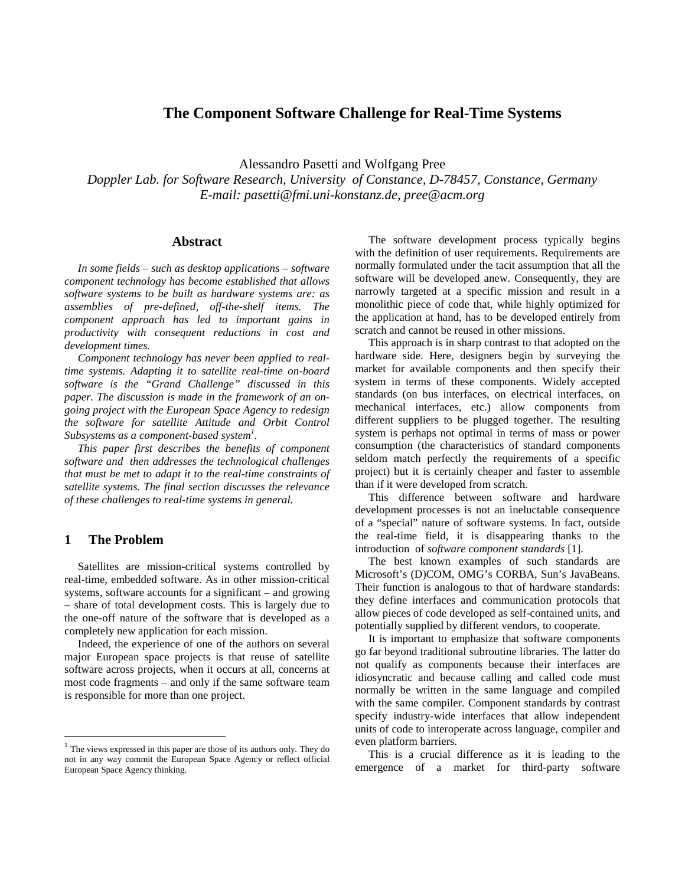# The Component Software Challenge for Real-Time Systems

Alessandro Pasetti and Wolfgang Pree

*Doppler Lab. for Software Research, University of Constance, D-78457, Constance, Germany*
*E-mail: pasetti@fmi.uni-konstanz.de, pree@acm.org*

## Abstract

*In some fields – such as desktop applications – software component technology has become established that allows software systems to be built as hardware systems are: as assemblies of pre-defined, off-the-shelf items. The component approach has led to important gains in productivity with consequent reductions in cost and development times.*

*Component technology has never been applied to real-time systems. Adapting it to satellite real-time on-board software is the "Grand Challenge" discussed in this paper. The discussion is made in the framework of an on-going project with the European Space Agency to redesign the software for satellite Attitude and Orbit Control Subsystems as a component-based system[1].*

*This paper first describes the benefits of component software and then addresses the technological challenges that must be met to adapt it to the real-time constraints of satellite systems. The final section discusses the relevance of these challenges to real-time systems in general.*

## 1 The Problem

Satellites are mission-critical systems controlled by real-time, embedded software. As in other mission-critical systems, software accounts for a significant – and growing – share of total development costs. This is largely due to the one-off nature of the software that is developed as a completely new application for each mission.

Indeed, the experience of one of the authors on several major European space projects is that reuse of satellite software across projects, when it occurs at all, concerns at most code fragments – and only if the same software team is responsible for more than one project.

The software development process typically begins with the definition of user requirements. Requirements are normally formulated under the tacit assumption that all the software will be developed anew. Consequently, they are narrowly targeted at a specific mission and result in a monolithic piece of code that, while highly optimized for the application at hand, has to be developed entirely from scratch and cannot be reused in other missions.

This approach is in sharp contrast to that adopted on the hardware side. Here, designers begin by surveying the market for available components and then specify their system in terms of these components. Widely accepted standards (on bus interfaces, on electrical interfaces, on mechanical interfaces, etc.) allow components from different suppliers to be plugged together. The resulting system is perhaps not optimal in terms of mass or power consumption (the characteristics of standard components seldom match perfectly the requirements of a specific project) but it is certainly cheaper and faster to assemble than if it were developed from scratch.

This difference between software and hardware development processes is not an ineluctable consequence of a "special" nature of software systems. In fact, outside the real-time field, it is disappearing thanks to the introduction of *software component standards* [1].

The best known examples of such standards are Microsoft's (D)COM, OMG's CORBA, Sun's JavaBeans. Their function is analogous to that of hardware standards: they define interfaces and communication protocols that allow pieces of code developed as self-contained units, and potentially supplied by different vendors, to cooperate.

It is important to emphasize that software components go far beyond traditional subroutine libraries. The latter do not qualify as components because their interfaces are idiosyncratic and because calling and called code must normally be written in the same language and compiled with the same compiler. Component standards by contrast specify industry-wide interfaces that allow independent units of code to interoperate across language, compiler and even platform barriers.

This is a crucial difference as it is leading to the emergence of a market for third-party software

[1] The views expressed in this paper are those of its authors only. They do not in any way commit the European Space Agency or reflect official European Space Agency thinking.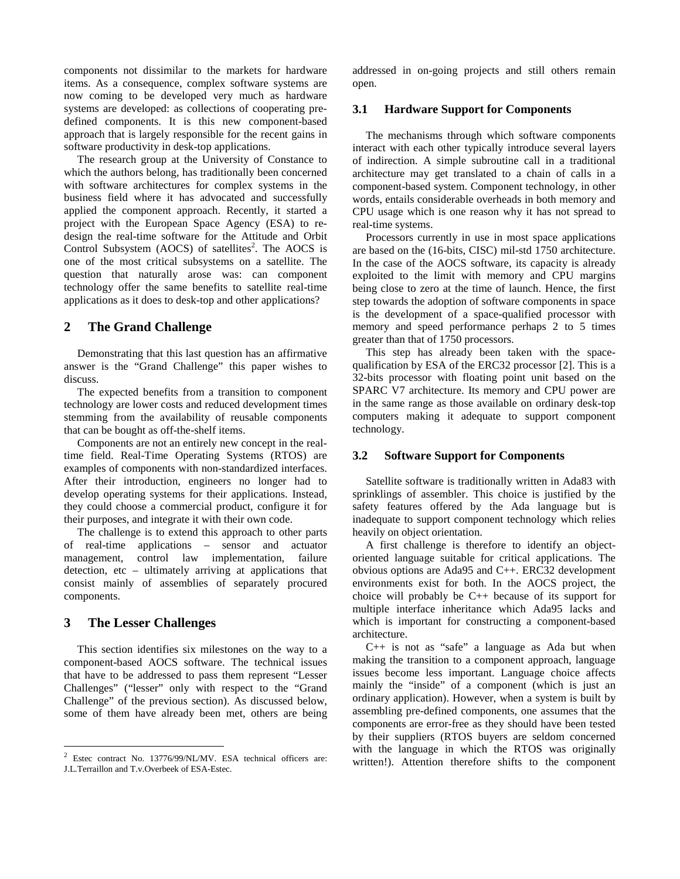components not dissimilar to the markets for hardware items. As a consequence, complex software systems are now coming to be developed very much as hardware systems are developed: as collections of cooperating pre-defined components. It is this new component-based approach that is largely responsible for the recent gains in software productivity in desk-top applications.

The research group at the University of Constance to which the authors belong, has traditionally been concerned with software architectures for complex systems in the business field where it has advocated and successfully applied the component approach. Recently, it started a project with the European Space Agency (ESA) to re-design the real-time software for the Attitude and Orbit Control Subsystem (AOCS) of satellites[2]. The AOCS is one of the most critical subsystems on a satellite. The question that naturally arose was: can component technology offer the same benefits to satellite real-time applications as it does to desk-top and other applications?

## 2 The Grand Challenge

Demonstrating that this last question has an affirmative answer is the "Grand Challenge" this paper wishes to discuss.

The expected benefits from a transition to component technology are lower costs and reduced development times stemming from the availability of reusable components that can be bought as off-the-shelf items.

Components are not an entirely new concept in the real-time field. Real-Time Operating Systems (RTOS) are examples of components with non-standardized interfaces. After their introduction, engineers no longer had to develop operating systems for their applications. Instead, they could choose a commercial product, configure it for their purposes, and integrate it with their own code.

The challenge is to extend this approach to other parts of real-time applications – sensor and actuator management, control law implementation, failure detection, etc – ultimately arriving at applications that consist mainly of assemblies of separately procured components.

## 3 The Lesser Challenges

This section identifies six milestones on the way to a component-based AOCS software. The technical issues that have to be addressed to pass them represent "Lesser Challenges" ("lesser" only with respect to the "Grand Challenge" of the previous section). As discussed below, some of them have already been met, others are being addressed in on-going projects and still others remain open.

### 3.1 Hardware Support for Components

The mechanisms through which software components interact with each other typically introduce several layers of indirection. A simple subroutine call in a traditional architecture may get translated to a chain of calls in a component-based system. Component technology, in other words, entails considerable overheads in both memory and CPU usage which is one reason why it has not spread to real-time systems.

Processors currently in use in most space applications are based on the (16-bits, CISC) mil-std 1750 architecture. In the case of the AOCS software, its capacity is already exploited to the limit with memory and CPU margins being close to zero at the time of launch. Hence, the first step towards the adoption of software components in space is the development of a space-qualified processor with memory and speed performance perhaps 2 to 5 times greater than that of 1750 processors.

This step has already been taken with the space-qualification by ESA of the ERC32 processor [2]. This is a 32-bits processor with floating point unit based on the SPARC V7 architecture. Its memory and CPU power are in the same range as those available on ordinary desk-top computers making it adequate to support component technology.

### 3.2 Software Support for Components

Satellite software is traditionally written in Ada83 with sprinklings of assembler. This choice is justified by the safety features offered by the Ada language but is inadequate to support component technology which relies heavily on object orientation.

A first challenge is therefore to identify an object-oriented language suitable for critical applications. The obvious options are Ada95 and C++. ERC32 development environments exist for both. In the AOCS project, the choice will probably be C++ because of its support for multiple interface inheritance which Ada95 lacks and which is important for constructing a component-based architecture.

C++ is not as "safe" a language as Ada but when making the transition to a component approach, language issues become less important. Language choice affects mainly the "inside" of a component (which is just an ordinary application). However, when a system is built by assembling pre-defined components, one assumes that the components are error-free as they should have been tested by their suppliers (RTOS buyers are seldom concerned with the language in which the RTOS was originally written!). Attention therefore shifts to the component

---

[2] Estec contract No. 13776/99/NL/MV. ESA technical officers are: J.L.Terraillon and T.v.Overbeek of ESA-Estec.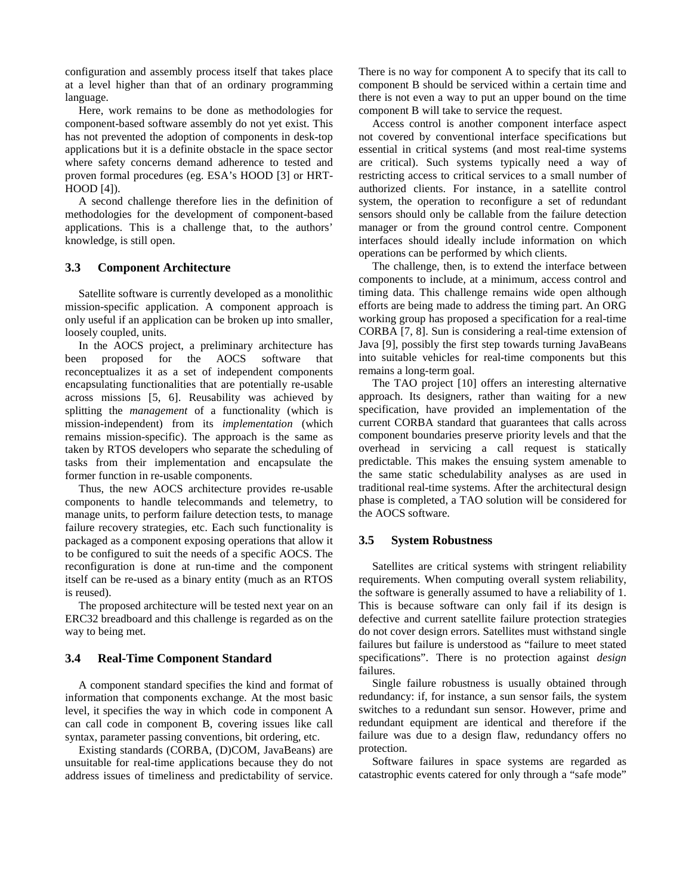configuration and assembly process itself that takes place at a level higher than that of an ordinary programming language.

Here, work remains to be done as methodologies for component-based software assembly do not yet exist. This has not prevented the adoption of components in desk-top applications but it is a definite obstacle in the space sector where safety concerns demand adherence to tested and proven formal procedures (eg. ESA's HOOD [3] or HRT-HOOD [4]).

A second challenge therefore lies in the definition of methodologies for the development of component-based applications. This is a challenge that, to the authors' knowledge, is still open.

### 3.3 Component Architecture

Satellite software is currently developed as a monolithic mission-specific application. A component approach is only useful if an application can be broken up into smaller, loosely coupled, units.

In the AOCS project, a preliminary architecture has been proposed for the AOCS software that reconceptualizes it as a set of independent components encapsulating functionalities that are potentially re-usable across missions [5, 6]. Reusability was achieved by splitting the *management* of a functionality (which is mission-independent) from its *implementation* (which remains mission-specific). The approach is the same as taken by RTOS developers who separate the scheduling of tasks from their implementation and encapsulate the former function in re-usable components.

Thus, the new AOCS architecture provides re-usable components to handle telecommands and telemetry, to manage units, to perform failure detection tests, to manage failure recovery strategies, etc. Each such functionality is packaged as a component exposing operations that allow it to be configured to suit the needs of a specific AOCS. The reconfiguration is done at run-time and the component itself can be re-used as a binary entity (much as an RTOS is reused).

The proposed architecture will be tested next year on an ERC32 breadboard and this challenge is regarded as on the way to being met.

### 3.4 Real-Time Component Standard

A component standard specifies the kind and format of information that components exchange. At the most basic level, it specifies the way in which code in component A can call code in component B, covering issues like call syntax, parameter passing conventions, bit ordering, etc.

Existing standards (CORBA, (D)COM, JavaBeans) are unsuitable for real-time applications because they do not address issues of timeliness and predictability of service. There is no way for component A to specify that its call to component B should be serviced within a certain time and there is not even a way to put an upper bound on the time component B will take to service the request.

Access control is another component interface aspect not covered by conventional interface specifications but essential in critical systems (and most real-time systems are critical). Such systems typically need a way of restricting access to critical services to a small number of authorized clients. For instance, in a satellite control system, the operation to reconfigure a set of redundant sensors should only be callable from the failure detection manager or from the ground control centre. Component interfaces should ideally include information on which operations can be performed by which clients.

The challenge, then, is to extend the interface between components to include, at a minimum, access control and timing data. This challenge remains wide open although efforts are being made to address the timing part. An ORG working group has proposed a specification for a real-time CORBA [7, 8]. Sun is considering a real-time extension of Java [9], possibly the first step towards turning JavaBeans into suitable vehicles for real-time components but this remains a long-term goal.

The TAO project [10] offers an interesting alternative approach. Its designers, rather than waiting for a new specification, have provided an implementation of the current CORBA standard that guarantees that calls across component boundaries preserve priority levels and that the overhead in servicing a call request is statically predictable. This makes the ensuing system amenable to the same static schedulability analyses as are used in traditional real-time systems. After the architectural design phase is completed, a TAO solution will be considered for the AOCS software.

### 3.5 System Robustness

Satellites are critical systems with stringent reliability requirements. When computing overall system reliability, the software is generally assumed to have a reliability of 1. This is because software can only fail if its design is defective and current satellite failure protection strategies do not cover design errors. Satellites must withstand single failures but failure is understood as "failure to meet stated specifications". There is no protection against *design* failures.

Single failure robustness is usually obtained through redundancy: if, for instance, a sun sensor fails, the system switches to a redundant sun sensor. However, prime and redundant equipment are identical and therefore if the failure was due to a design flaw, redundancy offers no protection.

Software failures in space systems are regarded as catastrophic events catered for only through a "safe mode"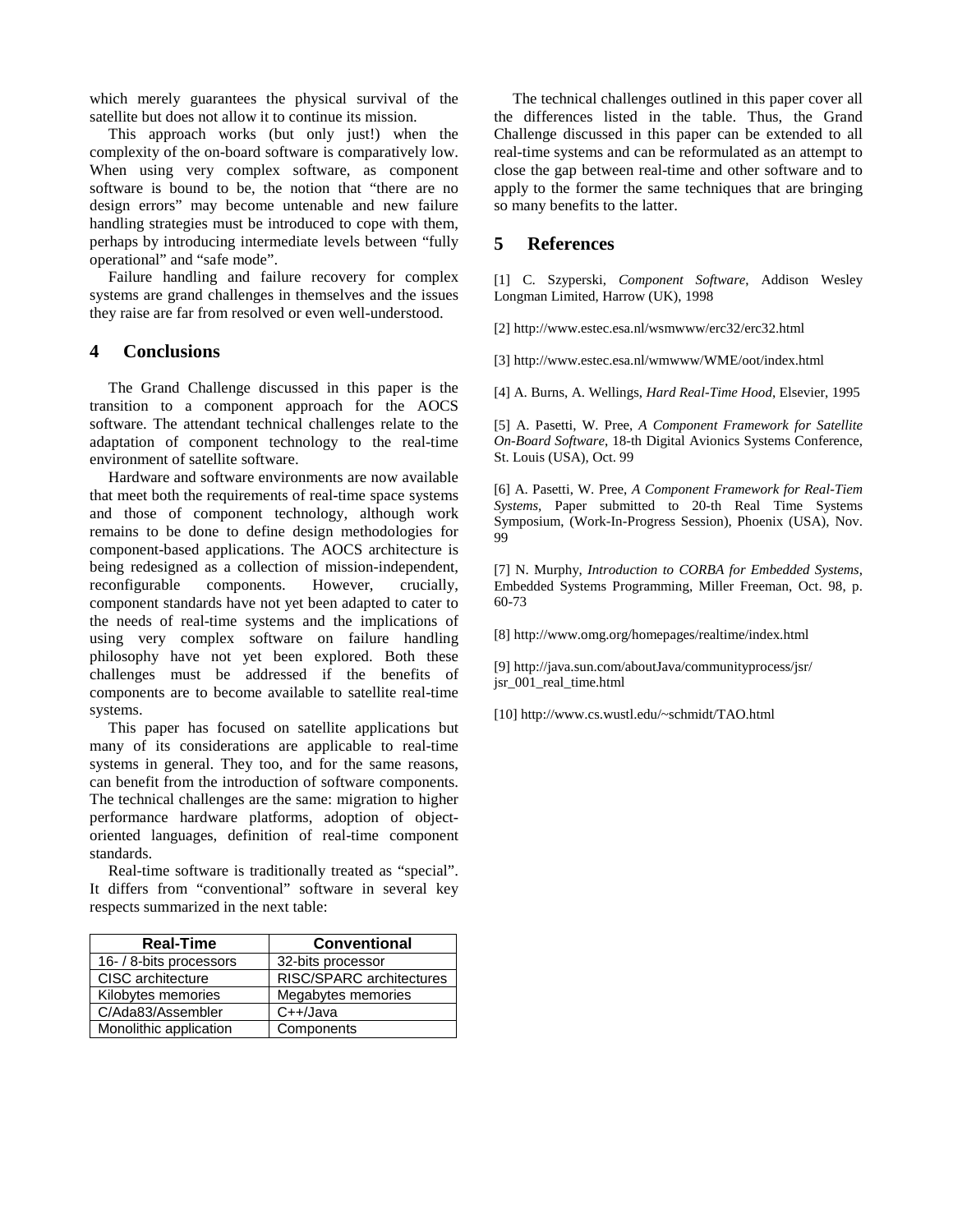which merely guarantees the physical survival of the satellite but does not allow it to continue its mission.

This approach works (but only just!) when the complexity of the on-board software is comparatively low. When using very complex software, as component software is bound to be, the notion that "there are no design errors" may become untenable and new failure handling strategies must be introduced to cope with them, perhaps by introducing intermediate levels between "fully operational" and "safe mode".

Failure handling and failure recovery for complex systems are grand challenges in themselves and the issues they raise are far from resolved or even well-understood.

## 4 Conclusions

The Grand Challenge discussed in this paper is the transition to a component approach for the AOCS software. The attendant technical challenges relate to the adaptation of component technology to the real-time environment of satellite software.

Hardware and software environments are now available that meet both the requirements of real-time space systems and those of component technology, although work remains to be done to define design methodologies for component-based applications. The AOCS architecture is being redesigned as a collection of mission-independent, reconfigurable components. However, crucially, component standards have not yet been adapted to cater to the needs of real-time systems and the implications of using very complex software on failure handling philosophy have not yet been explored. Both these challenges must be addressed if the benefits of components are to become available to satellite real-time systems.

This paper has focused on satellite applications but many of its considerations are applicable to real-time systems in general. They too, and for the same reasons, can benefit from the introduction of software components. The technical challenges are the same: migration to higher performance hardware platforms, adoption of object-oriented languages, definition of real-time component standards.

Real-time software is traditionally treated as "special". It differs from "conventional" software in several key respects summarized in the next table:

| Real-Time | Conventional |
|---|---|
| 16- / 8-bits processors | 32-bits processor |
| CISC architecture | RISC/SPARC architectures |
| Kilobytes memories | Megabytes memories |
| C/Ada83/Assembler | C++/Java |
| Monolithic application | Components |

The technical challenges outlined in this paper cover all the differences listed in the table. Thus, the Grand Challenge discussed in this paper can be extended to all real-time systems and can be reformulated as an attempt to close the gap between real-time and other software and to apply to the former the same techniques that are bringing so many benefits to the latter.

## 5 References

[1] C. Szyperski, *Component Software*, Addison Wesley Longman Limited, Harrow (UK), 1998

[2] http://www.estec.esa.nl/wsmwww/erc32/erc32.html

[3] http://www.estec.esa.nl/wmwww/WME/oot/index.html

[4] A. Burns, A. Wellings, *Hard Real-Time Hood*, Elsevier, 1995

[5] A. Pasetti, W. Pree, *A Component Framework for Satellite On-Board Software*, 18-th Digital Avionics Systems Conference, St. Louis (USA), Oct. 99

[6] A. Pasetti, W. Pree, *A Component Framework for Real-Tiem Systems*, Paper submitted to 20-th Real Time Systems Symposium, (Work-In-Progress Session), Phoenix (USA), Nov. 99

[7] N. Murphy, *Introduction to CORBA for Embedded Systems*, Embedded Systems Programming, Miller Freeman, Oct. 98, p. 60-73

[8] http://www.omg.org/homepages/realtime/index.html

[9] http://java.sun.com/aboutJava/communityprocess/jsr/jsr_001_real_time.html

[10] http://www.cs.wustl.edu/~schmidt/TAO.html